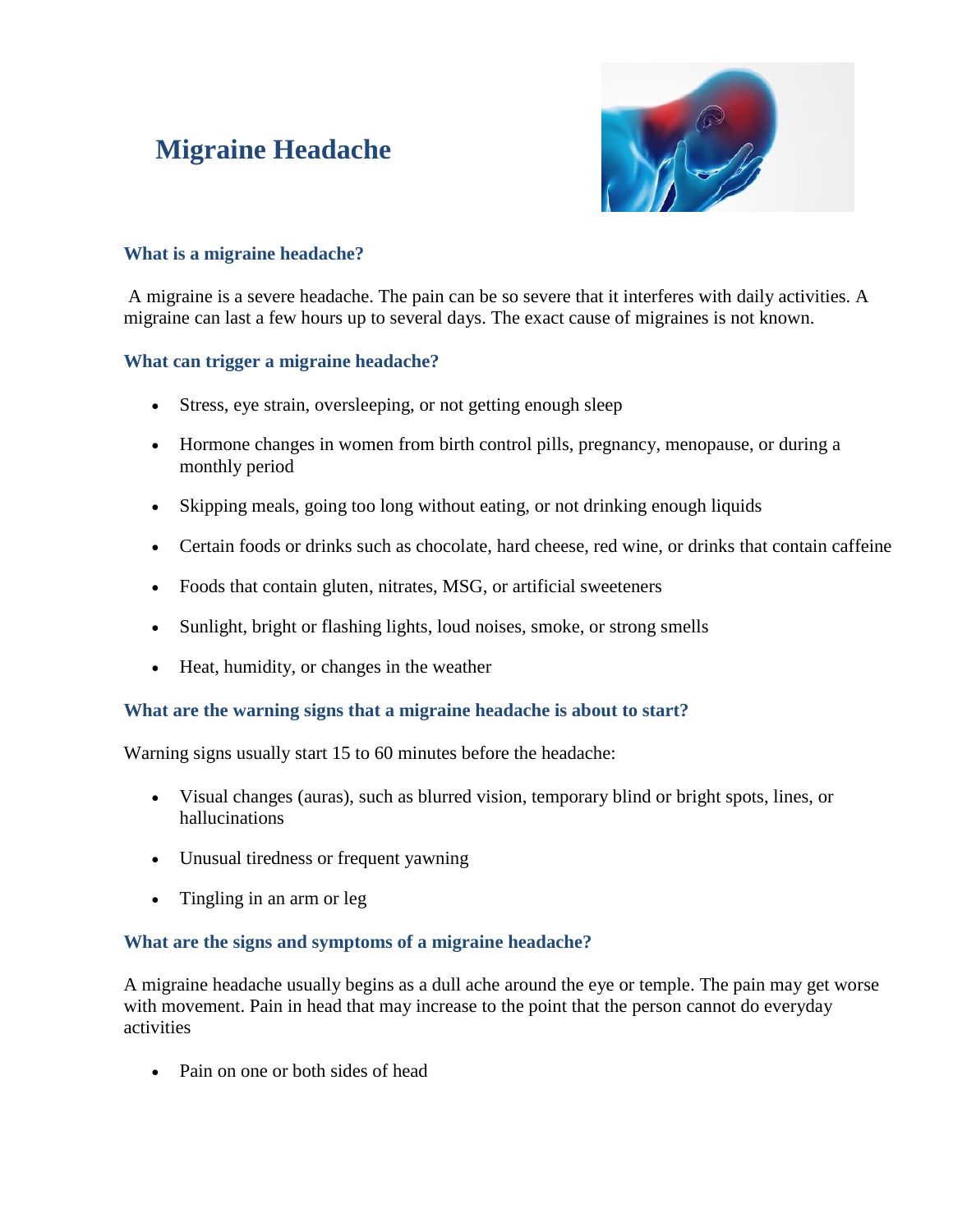# Migraine Headache

## What is a migraine headache?

A migraine is a severe headache. The pain can be so severe that it interferes with daily activities. A migraine can last a few hours up to several days. The exact cause of migraines is not known.

## What can trigger a migraine headache?

- Stress, eye strain, oversleeping, or not getting enough sleep
- Hormone changes in women from birth control pills, pregnancy, menopause, or during a monthly period
- Skipping meals, going too long without eating, or not drinking enough liquids
- Certain foods or drinks such as chocolate, hard cheese, red wine, or drinks that contain caffeine
- Foods that contain gluten, nitrates, MSG, or artificial sweeteners
- Sunlight, bright or flashing lights, loud noises, smoke, or strong smells
- Heat, humidity, or changes in the weather

## What are the warning signs that a migraine headache is about to start?

Warning signs usually start 15 to 60 minutes before the headache:

- Visual changes (auras), such as blurred vision, temporary blind or bright spots, lines, or hallucinations
- Unusual tiredness or frequent yawning
- Tingling in an arm or leg

## What are the signs and symptoms of a migraine headache?

A migraine headache usually begins as a dull ache around the eye or temple. The pain may get worse with movement. Pain in head that may increase to the point that the person cannot do everyday activities

- Pain on one or both sides of head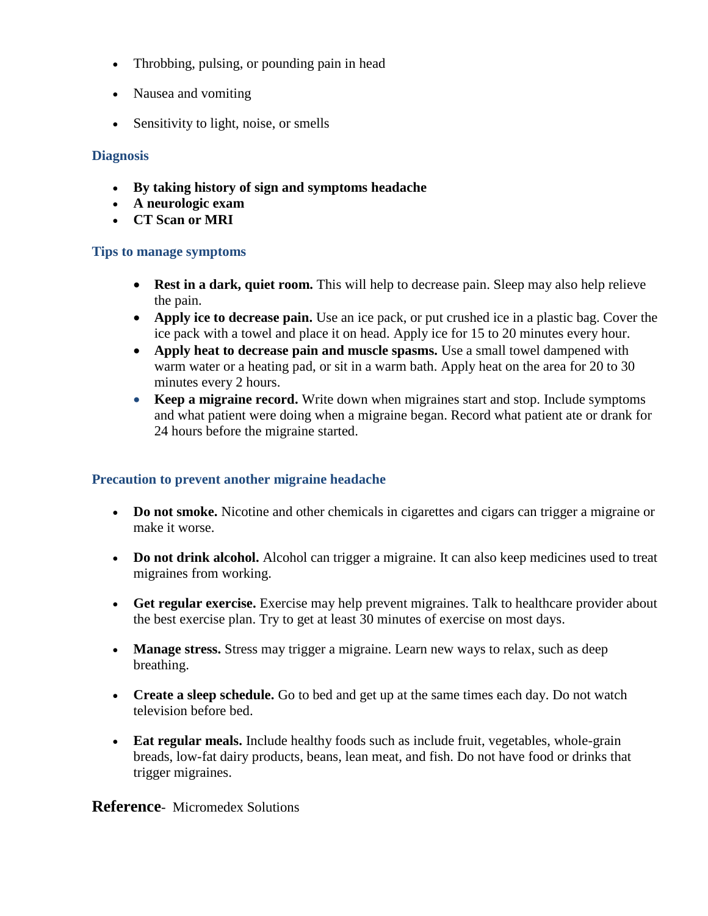- Throbbing, pulsing, or pounding pain in head
- Nausea and vomiting
- Sensitivity to light, noise, or smells

### Diagnosis

- **By taking history of sign and symptoms headache**
- **A neurologic exam**
- **CT Scan or MRI**

### Tips to manage symptoms

- **Rest in a dark, quiet room.** This will help to decrease pain. Sleep may also help relieve the pain.
- **Apply ice to decrease pain.** Use an ice pack, or put crushed ice in a plastic bag. Cover the ice pack with a towel and place it on head. Apply ice for 15 to 20 minutes every hour.
- **Apply heat to decrease pain and muscle spasms.** Use a small towel dampened with warm water or a heating pad, or sit in a warm bath. Apply heat on the area for 20 to 30 minutes every 2 hours.
- **Keep a migraine record.** Write down when migraines start and stop. Include symptoms and what patient were doing when a migraine began. Record what patient ate or drank for 24 hours before the migraine started.

### Precaution to prevent another migraine headache

- **Do not smoke.** Nicotine and other chemicals in cigarettes and cigars can trigger a migraine or make it worse.
- **Do not drink alcohol.** Alcohol can trigger a migraine. It can also keep medicines used to treat migraines from working.
- **Get regular exercise.** Exercise may help prevent migraines. Talk to healthcare provider about the best exercise plan. Try to get at least 30 minutes of exercise on most days.
- **Manage stress.** Stress may trigger a migraine. Learn new ways to relax, such as deep breathing.
- **Create a sleep schedule.** Go to bed and get up at the same times each day. Do not watch television before bed.
- **Eat regular meals.** Include healthy foods such as include fruit, vegetables, whole-grain breads, low-fat dairy products, beans, lean meat, and fish. Do not have food or drinks that trigger migraines.

**Reference**- Micromedex Solutions